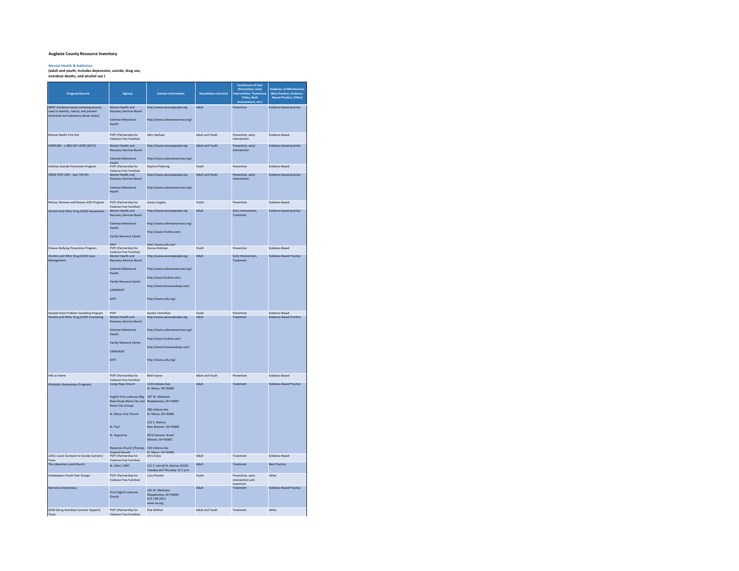**Auglaize County Resource Inventory**

**Mental Health & Addiction**
**(adult and youth, includes depression, suicide, drug use, overdose deaths, and alcohol use )**

| Program/Service | Agency | Contact Information | Populations Serviced | Continuum of Care (Prevention, Early Intervention, Treatment, Policy, Built Environment, etc.) | Evidence of Effectiveness (Best Practice, Evidence-Based Practice, Other) |
|---|---|---|---|---|---|
| SBIRT (Evidence based screening process used to identify, reduce, and prevent emotional and substance abuse issues) | Mental Health and Recovery Services Board<br><br>Coleman Behavioral Health | http://www.wecarepeople.org<br><br>http://www.colemanservices.org/ | Adult | Prevention | Evidence-based practice |
| Mental Health First Aid | PVFF (Partnership for Violence Free Families) | John Upshaw | Adult and Youth | Prevention, early intervention | Evidence-Based |
| HOPELINE - 1-800-567-HOPE (4673) | Mental Health and Recovery Services Board<br><br>Coleman Behavioral Health | http://www.wecarepeople.org<br><br>http://www.colemanservices.org/ | Adult and Youth | Prevention, early intervention | Evidence-based practice |
| Lifelines Suicide Prevention Program | PVFF (Partnership for Violence Free Families) | Kaprice Pickering | Youth | Prevention | Evidence-Based |
| CRISIS TEXT LINE - text 741741 | Mental Health and Recovery Services Board<br><br>Coleman Behavioral Health | http://www.wecarepeople.org<br><br>http://www.colemanservices.org/ | Adult and Youth | Prevention, early intervention | Evidence-based practice |
| Refuse, Remove and Reason AOD Program | PVFF (Partnership for Violence Free Families) | Jessica Gogley | Youth | Prevention | Evidence-Based |
| Alcohol and Other Drug (AOD) Assessment | Mental Health and Recovery Services Board<br><br>Coleman Behavioral Health<br><br>Family Resource Center<br><br>SAFY | http://www.wecarepeople.org<br><br>http://www.colemanservices.org/<br><br>http://www.frcohio.com/<br><br>http://www.safy.org/ | Adult | Early Intervention, Treatment | Evidence-based practice |
| Olweus Bullying Prevention Program | PVFF (Partnership for Violence Free Families) | Donna Dickman | Youth | Prevention | Evidence-Based |
| Alcohol and Other Drug (AOD) Case Management | Mental Health and Recovery Services Board<br><br>Coleman Behavioral Health<br><br>Family Resource Center<br><br>UMADAOP<br><br>SAFY | http://www.wecarepeople.org<br><br>http://www.colemanservices.org/<br><br>http://www.frcohio.com/<br><br>http://www.limaumadaop.com/<br><br>http://www.safy.org/ | Adult | Early Intervention, Treatment | Evidence-Based Practice |
| Stacked Deck Problem Gambling Program | PVFF | Kendra Vermillion | Youth | Prevention | Evidence-Based |
| Alcohol and Other Drug (AOD) Counseling | Mental Health and Recovery Services Board<br><br>Coleman Behavioral Health<br><br>Family Resource Center<br><br>UMADAOP<br><br>SAFY | http://www.wecarepeople.org<br><br>http://www.colemanservices.org/<br><br>http://www.frcohio.com/<br><br>http://www.limaumadaop.com/<br><br>http://www.safy.org/ | Adult | Treatment | Evidence-Based Practice |
| PAX at Home | PVFF (Partnership for Violence Free Families) | Beth Joyner | Adult and Youth | Prevention | Evidence-Based |
| Alcoholics Anonymous Programs | Living Hope Church<br><br>English First Lutheran (Big Book Study Moon City and Moon City Group)<br><br>St. Marys First Church<br><br>St. Paul<br><br>St. Augustine<br><br>Nazarene Church (Thomas Howard Group) | 1130 Indiana Ave. St. Marys, OH 45885<br><br>107 W. Mechanic Wapakoneta, OH 45895<br><br>390 Indiana Ave St. Marys, OH 45885<br><br>212 S. Walnut New Bremen, OH 45869<br><br>48 N Hanover Street Minster, OH 45865<br><br>310 Indiana Ave St. Marys, OH 45885 | Adult | Treatment | Evidence-Based Practice |
| LOSS ( Local Outreach to Suicide Survivors) Team | PVFF (Partnership for Violence Free Families) | Chris Estes | Adult | Treatment | Evidence-Based |
| The Liberation Lunch Bunch | St. John's UMC | 211 E. Carroll St, Kenton 43326 Tuesday and Thursday 12-1 p.m. | Adult | Treatment | Best Practice |
| Gatekeepers Youth Peer Groups | PVFF (Partnership for Violence Free Families) | Lucy Flowers | Youth | Prevention, early intervention and treatment | Other |
| Narcotics Anonymous | First English Lutheran Church | 107 W. Mechanic Wapakoneta, OH 45895 419-738-3911 www.na.org | Adult | Treatment | Evidence-Based Practice |
| DOSS (Drug Overdose Survivor Support) Team | PVFF (Partnership for Violence Free Families) | Rick Skilliter | Adult and Youth | Treatment | Other |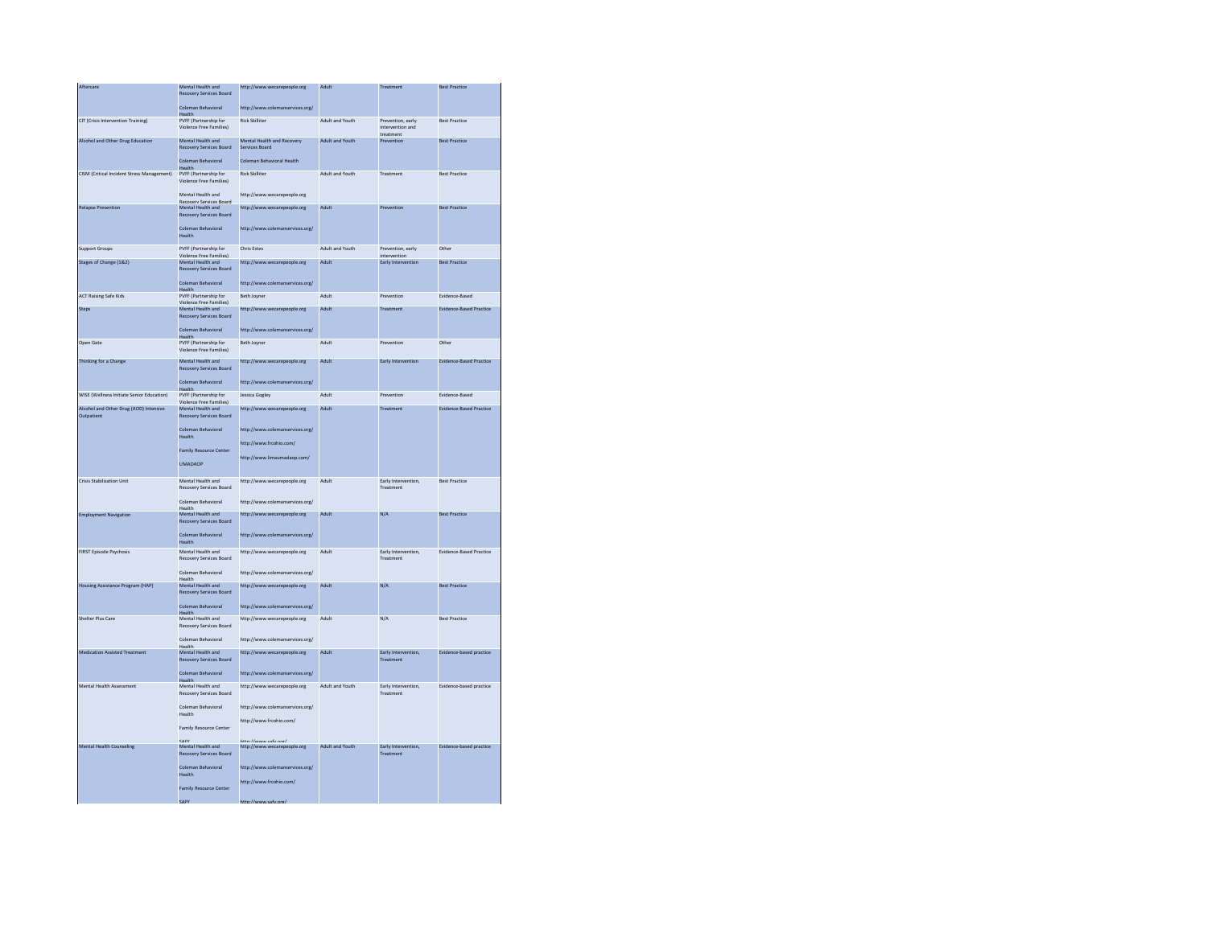| Aftercare | Mental Health and Recovery Services Board<br><br>Coleman Behavioral Health | http://www.wecarepeople.org<br><br>http://www.colemanservices.org/ | Adult | Treatment | Best Practice |
|---|---|---|---|---|---|
| CIT (Crisis Intervention Training) | PVFF (Partnership for Violence Free Families) | Rick Skilliter | Adult and Youth | Prevention, early intervention and treatment | Best Practice |
| Alcohol and Other Drug Education | Mental Health and Recovery Services Board<br><br>Coleman Behavioral Health | Mental Health and Recovery Services Board<br><br>Coleman Behavioral Health | Adult and Youth | Prevention | Best Practice |
| CISM (Critical Incident Stress Management) | PVFF (Partnership for Violence Free Families)<br><br>Mental Health and Recovery Services Board | Rick Skilliter<br><br>http://www.wecarepeople.org | Adult and Youth | Treatment | Best Practice |
| Relapse Prevention | Mental Health and Recovery Services Board<br><br>Coleman Behavioral Health | http://www.wecarepeople.org<br><br>http://www.colemanservices.org/ | Adult | Prevention | Best Practice |
| Support Groups | PVFF (Partnership for Violence Free Families) | Chris Estes | Adult and Youth | Prevention, early intervention | Other |
| Stages of Change (1&2) | Mental Health and Recovery Services Board<br><br>Coleman Behavioral Health | http://www.wecarepeople.org<br><br>http://www.colemanservices.org/ | Adult | Early Intervention | Best Practice |
| ACT Raising Safe Kids | PVFF (Partnership for Violence Free Families) | Beth Joyner | Adult | Prevention | Evidence-Based |
| Steps | Mental Health and Recovery Services Board<br><br>Coleman Behavioral Health | http://www.wecarepeople.org<br><br>http://www.colemanservices.org/ | Adult | Treatment | Evidence-Based Practice |
| Open Gate | PVFF (Partnership for Violence Free Families) | Beth Joyner | Adult | Prevention | Other |
| Thinking for a Change | Mental Health and Recovery Services Board<br><br>Coleman Behavioral Health | http://www.wecarepeople.org<br><br>http://www.colemanservices.org/ | Adult | Early Intervention | Evidence-Based Practice |
| WISE (Wellness Initiate Senior Education) | PVFF (Partnership for Violence Free Families) | Jessica Gogley | Adult | Prevention | Evidence-Based |
| Alcohol and Other Drug (AOD) Intensive Outpatient | Mental Health and Recovery Services Board<br><br>Coleman Behavioral Health<br><br>Family Resource Center<br><br>UMADAOP | http://www.wecarepeople.org<br><br>http://www.colemanservices.org/<br><br>http://www.frcohio.com/<br><br>http://www.limaumadaop.com/ | Adult | Treatment | Evidence-Based Practice |
| Crisis Stabilization Unit | Mental Health and Recovery Services Board<br><br>Coleman Behavioral Health | http://www.wecarepeople.org<br><br>http://www.colemanservices.org/ | Adult | Early Intervention, Treatment | Best Practice |
| Employment Navigation | Mental Health and Recovery Services Board<br><br>Coleman Behavioral Health | http://www.wecarepeople.org<br><br>http://www.colemanservices.org/ | Adult | N/A | Best Practice |
| FIRST Episode Psychosis | Mental Health and Recovery Services Board<br><br>Coleman Behavioral Health | http://www.wecarepeople.org<br><br>http://www.colemanservices.org/ | Adult | Early Intervention, Treatment | Evidence-Based Practice |
| Housing Assistance Program (HAP) | Mental Health and Recovery Services Board<br><br>Coleman Behavioral Health | http://www.wecarepeople.org<br><br>http://www.colemanservices.org/ | Adult | N/A | Best Practice |
| Shelter Plus Care | Mental Health and Recovery Services Board<br><br>Coleman Behavioral Health | http://www.wecarepeople.org<br><br>http://www.colemanservices.org/ | Adult | N/A | Best Practice |
| Medication Assisted Treatment | Mental Health and Recovery Services Board<br><br>Coleman Behavioral Health | http://www.wecarepeople.org<br><br>http://www.colemanservices.org/ | Adult | Early Intervention, Treatment | Evidence-based practice |
| Mental Health Assessment | Mental Health and Recovery Services Board<br><br>Coleman Behavioral Health<br><br>Family Resource Center<br><br>SAFY | http://www.wecarepeople.org<br><br>http://www.colemanservices.org/<br><br>http://www.frcohio.com/<br><br>http://www.safy.org/ | Adult and Youth | Early Intervention, Treatment | Evidence-based practice |
| Mental Health Counseling | Mental Health and Recovery Services Board<br><br>Coleman Behavioral Health<br><br>Family Resource Center<br><br>SAFY | http://www.wecarepeople.org<br><br>http://www.colemanservices.org/<br><br>http://www.frcohio.com/<br><br>http://www.safy.org/ | Adult and Youth | Early Intervention, Treatment | Evidence-based practice |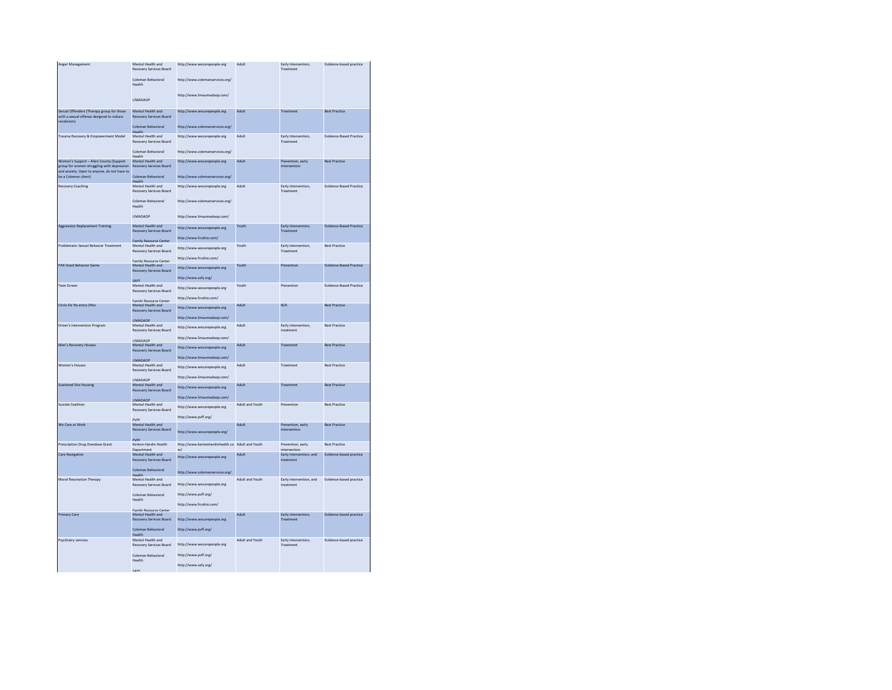| | | | | | |
|---|---|---|---|---|---|
| Anger Management | Mental Health and Recovery Services Board<br><br>Coleman Behavioral Health<br><br>UMADAOP | http://www.wecarepeople.org<br><br>http://www.colemanservices.org/<br><br>http://www.limaumadaop.com/ | Adult | Early Intervention, Treatment | Evidence-based practice |
| Sexual Offenders (Therapy group for those with a sexual offense designed to reduce recidivism) | Mental Health and Recovery Services Board<br><br>Coleman Behavioral Health | http://www.wecarepeople.org<br><br>http://www.colemanservices.org/ | Adult | Treatment | Best Practice |
| Trauma Recovery & Empowerment Model | Mental Health and Recovery Services Board<br><br>Coleman Behavioral Health | http://www.wecarepeople.org<br><br>http://www.colemanservices.org/ | Adult | Early Intervention, Treatment | Evidence-Based Practice |
| Women's Support – Allen County (Support group for women struggling with depression and anxiety. Open to anyone, do not have to be a Coleman client) | Mental Health and Recovery Services Board<br><br>Coleman Behavioral Health | http://www.wecarepeople.org<br><br>http://www.colemanservices.org/ | Adult | Prevention, early intervention | Best Practice |
| Recovery Coaching | Mental Health and Recovery Services Board<br><br>Coleman Behavioral Health<br><br>UMADAOP | http://www.wecarepeople.org<br><br>http://www.colemanservices.org/<br><br>http://www.limaumadaop.com/ | Adult | Early Intervention, Treatment | Evidence-Based Practice |
| Aggression Replacement Training | Mental Health and Recovery Services Board<br><br>Family Resource Center | http://www.wecarepeople.org<br><br>http://www.frcohio.com/ | Youth | Early Intervention, Treatment | Evidence-Based Practice |
| Problematic Sexual Behavior Treatment | Mental Health and Recovery Services Board<br><br>Family Resource Center | http://www.wecarepeople.org<br><br>http://www.frcohio.com/ | Youth | Early Intervention, Treatment | Best Practice |
| PAX Good Behavior Game | Mental Health and Recovery Services Board<br><br>SAFY | http://www.wecarepeople.org<br><br>http://www.safy.org/ | Youth | Prevention | Evidence-Based Practice |
| Teen Screen | Mental Health and Recovery Services Board<br><br>Family Resource Center | http://www.wecarepeople.org<br><br>http://www.frcohio.com/ | Youth | Prevention | Evidence-Based Practice |
| Circle for Re-entry Ohio | Mental Health and Recovery Services Board<br><br>UMADAOP | http://www.wecarepeople.org<br><br>http://www.limaumadaop.com/ | Adult | N/A | Best Practice |
| Driver's Intervention Program | Mental Health and Recovery Services Board<br><br>UMADAOP | http://www.wecarepeople.org<br><br>http://www.limaumadaop.com/ | Adult | Early intervention, treatment | Best Practice |
| Men's Recovery Houses | Mental Health and Recovery Services Board<br><br>UMADAOP | http://www.wecarepeople.org<br><br>http://www.limaumadaop.com/ | Adult | Treatment | Best Practice |
| Women's Houses | Mental Health and Recovery Services Board<br><br>UMADAOP | http://www.wecarepeople.org<br><br>http://www.limaumadaop.com/ | Adult | Treatment | Best Practice |
| Scattered Site Housing | Mental Health and Recovery Services Board<br><br>UMADAOP | http://www.wecarepeople.org<br><br>http://www.limaumadaop.com/ | Adult | Treatment | Best Practice |
| Suicide Coalition | Mental Health and Recovery Services Board<br><br>PVFF | http://www.wecarepeople.org<br><br>http://www.pvff.org/ | Adult and Youth | Prevention | Best Practice |
| We Care at Work | Mental Health and Recovery Services Board<br><br>PVFF | http://www.wecarepeople.org/ | Adult | Prevention, early intervention | Best Practice |
| Prescription Drug Overdose Grant | Kenton-Hardin Health Department | http://www.kentonhardinhealth.com/ | Adult and Youth | Prevention, early intervention | Best Practice |
| Care Navigation | Mental Health and Recovery Services Board<br><br>Coleman Behavioral Health | http://www.wecarepeople.org<br><br>http://www.colemanservices.org/ | Adult | Early intervention, and treatment | Evidence-based practice |
| Moral Reconation Therapy | Mental Health and Recovery Services Board<br><br>Coleman Behavioral Health<br><br>Family Resource Center | http://www.wecarepeople.org<br><br>http://www.pvff.org/<br><br>http://www.frcohio.com/ | Adult and Youth | Early intervention, and treatment | Evidence-based practice |
| Primary Care | Mental Health and Recovery Services Board<br><br>Coleman Behavioral Health | http://www.wecarepeople.org<br><br>http://www.pvff.org/ | Adult | Early Intervention, Treatment | Evidence-based practice |
| Psychiatry services | Mental Health and Recovery Services Board<br><br>Coleman Behavioral Health<br><br>SAFY | http://www.wecarepeople.org<br><br>http://www.pvff.org/<br><br>http://www.safy.org/ | Adult and Youth | Early Intervention, Treatment | Evidence-based practice |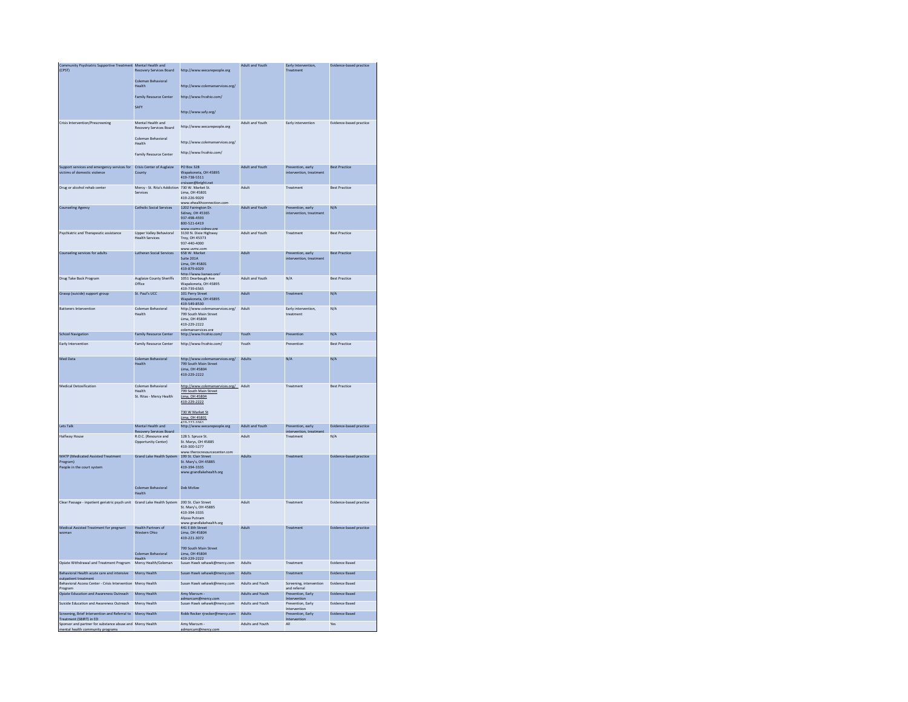| | | | | | |
|---|---|---|---|---|---|
| Community Psychiatric Supportive Treatment (CPST) | Mental Health and Recovery Services Board<br><br>Coleman Behavioral Health<br><br>Family Resource Center<br><br>SAFY | http://www.wecarepeople.org<br><br>http://www.colemanservices.org/<br><br>http://www.frcohio.com/<br><br>http://www.safy.org/ | Adult and Youth | Early Intervention, Treatment | Evidence-based practice |
| Crisis Intervention/Prescreening | Mental Health and Recovery Services Board<br><br>Coleman Behavioral Health<br><br>Family Resource Center | http://www.wecarepeople.org<br><br>http://www.colemanservices.org/<br><br>http://www.frcohio.com/ | Adult and Youth | Early intervention | Evidence-based practice |
| Support services and emergency services for victims of domestic violence | Crisis Center of Auglaize County | PO Box 328<br>Wapakoneta, OH 45895<br>419-738-5511<br>crsiscen@bright.net | Adult and Youth | Prevention, early intervention, treatment | Best Practice |
| Drug or alcohol rehab center | Mercy - St. Rita's Addiction Services | 730 W. Market St.<br>Lima, OH 45801<br>419-226-9029<br>www.ehealthconnection.com | Adult | Treatment | Best Practice |
| Counseling Agency | Catholic Social Services | 1202 Fairington Dr.<br>Sidney, OH 45365<br>937-498-4593<br>800-521-6419<br>www.cssmv-sidney.org | Adult and Youth | Prevention, early intervention, treatment | N/A |
| Psychiatric and Therapeutic assistance | Upper Valley Behavioral Health Services | 3130 N. Dixie Highway<br>Troy, OH 45373<br>937-440-4000<br>www.uvmc.com | Adult and Youth | Treatment | Best Practice |
| Counseling services for adults | Lutheran Social Services | 658 W. Market<br>Suite 201A<br>Lima, OH 45801<br>419-879-6029<br>http://www.lssnwo.org/ | Adult | Prevention, early intervention, treatment | Best Practice |
| Drug Take Back Program | Auglaize County Sheriffs Office | 1051 Dearbaugh Ave<br>Wapakoneta, OH 45895<br>419-739-6565 | Adult and Youth | N/A | Best Practice |
| Grasp (suicide) support group | St. Paul's UCC | 101 Perry Street<br>Wapakoneta, OH 45895<br>419-549-8530 | Adult | Treatment | N/A |
| Batterers Intervention | Coleman Behavioral Health | http://www.colemanservices.org/<br>799 South Main Street<br>Lima, OH 45804<br>419-229-2222<br>colemanservices.org | Adult | Early intervention, treatment | N/A |
| School Navigation | Family Resource Center | http://www.frcohio.com/ | Youth | Prevention | N/A |
| Early Intervention | Family Resource Center | http://www.frcohio.com/ | Youth | Prevention | Best Practice |
| Med Data | Coleman Behavioral Health | http://www.colemanservices.org/<br>799 South Main Street<br>Lima, OH 45804<br>419-229-2222 | Adults | N/A | N/A |
| Medical Detoxification | Coleman Behavioral Health<br>St. Ritas - Mercy Health | http://www.colemanservices.org/<br>799 South Main Street<br>Lima, OH 45804<br>419-229-2222<br><br>730 W Market St<br>Lima, OH 45801<br>419-227-3361 | Adult | Treatment | Best Practice |
| Lets Talk | Mental Health and Recovery Services Board | http://www.wecarepeople.org | Adult and Youth | Prevention, early intervention, treatment | Evidence-based practice |
| Halfway House | R.O.C. (Resource and Opportunity Center) | 128 S. Spruce St.<br>St. Marys, OH 45885<br>419-300-5277<br>www.therocresourcecenter.com | Adult | Treatment | N/A |
| MATP (Medicated Assisted Treatment Program)<br>People in the court system | Grand Lake Health System<br><br>Coleman Behavioral Health | 199 St. Clair Street<br>St. Mary's, OH 45885<br>419-394-3335<br>www.grandlakehealth.org<br><br>Deb McKee | Adults | Treatment | Evidence-based practice |
| Clear Passage - inpatient geriatric psych unit | Grand Lake Health System | 200 St. Clair Street<br>St. Mary's, OH 45885<br>419-394-3335<br>Alyssa Putnam<br>www.grandlakehealth.org | Adult | Treatment | Evidence-based practice |
| Medical Assisted Treatment for pregnant woman | Health Partners of Western Ohio<br><br>Coleman Behavioral Health | 441 E 8th Street<br>Lima, OH 45804<br>419-221-3072<br><br>799 South Main Street<br>Lima, OH 45804<br>419-229-2222 | Adult | Treatment | Evidence-based practice |
| Opiate Withdrawal and Treatment Program | Mercy Health/Coleman | Susan Hawk sehawk@mercy.com | Adults | Treatment | Evidence Based |
| Behavioral Health acute care and intensive outpatient treatment | Mercy Health | Susan Hawk sehawk@mercy.com | Adults | Treatment | Evidence Based |
| Behavioral Access Center - Crisis Intervention Program | Mercy Health | Susan Hawk sehawk@mercy.com | Adults and Youth | Screening, intervention and referral | Evidence Based |
| Opiate Education and Awareness Outreach | Mercy Health | Amy Marcum - admarcum@mercy.com | Adults and Youth | Prevention, Early Intervention | Evidence Based |
| Suicide Education and Awareness Outreach | Mercy Health | Susan Hawk sehawk@mercy.com | Adults and Youth | Prevention, Early Intervention | Evidence Based |
| Screening, Brief Intervention and Referral to Treatment (SBIRT) in ED | Mercy Health | Robb Recker rjrecker@mercy.com | Adults | Prevention, Early Intervention | Evidence Based |
| Sponsor and partner for substance abuse and mental health community programs | Mercy Health | Amy Marcum - admarcum@mercy.com | Adults and Youth | All | Yes |